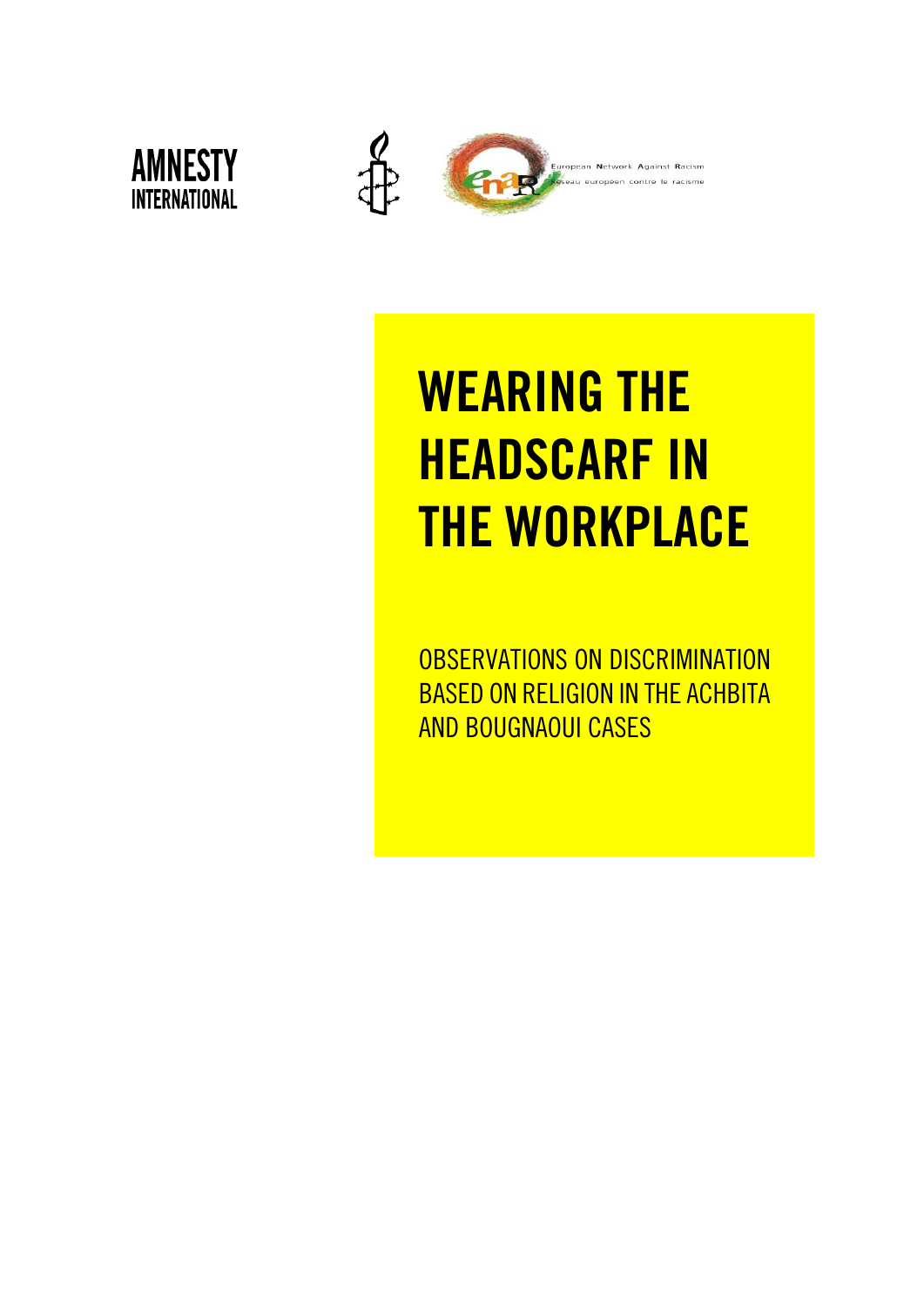AMNESTY INTERNATIONAL

European Network Against Racism
Réseau européen contre le racisme

# WEARING THE HEADSCARF IN THE WORKPLACE

OBSERVATIONS ON DISCRIMINATION BASED ON RELIGION IN THE ACHBITA AND BOUGNAOUI CASES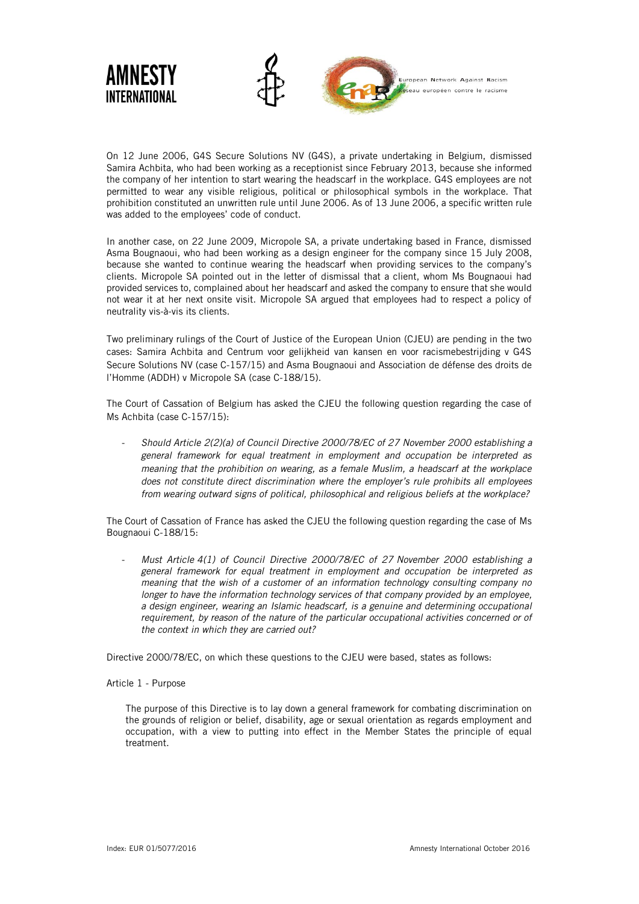On 12 June 2006, G4S Secure Solutions NV (G4S), a private undertaking in Belgium, dismissed Samira Achbita, who had been working as a receptionist since February 2013, because she informed the company of her intention to start wearing the headscarf in the workplace. G4S employees are not permitted to wear any visible religious, political or philosophical symbols in the workplace. That prohibition constituted an unwritten rule until June 2006. As of 13 June 2006, a specific written rule was added to the employees' code of conduct.

In another case, on 22 June 2009, Micropole SA, a private undertaking based in France, dismissed Asma Bougnaoui, who had been working as a design engineer for the company since 15 July 2008, because she wanted to continue wearing the headscarf when providing services to the company's clients. Micropole SA pointed out in the letter of dismissal that a client, whom Ms Bougnaoui had provided services to, complained about her headscarf and asked the company to ensure that she would not wear it at her next onsite visit. Micropole SA argued that employees had to respect a policy of neutrality vis-à-vis its clients.

Two preliminary rulings of the Court of Justice of the European Union (CJEU) are pending in the two cases: Samira Achbita and Centrum voor gelijkheid van kansen en voor racismebestrijding v G4S Secure Solutions NV (case C-157/15) and Asma Bougnaoui and Association de défense des droits de l'Homme (ADDH) v Micropole SA (case C-188/15).

The Court of Cassation of Belgium has asked the CJEU the following question regarding the case of Ms Achbita (case C-157/15):

- *Should Article 2(2)(a) of Council Directive 2000/78/EC of 27 November 2000 establishing a general framework for equal treatment in employment and occupation be interpreted as meaning that the prohibition on wearing, as a female Muslim, a headscarf at the workplace does not constitute direct discrimination where the employer's rule prohibits all employees from wearing outward signs of political, philosophical and religious beliefs at the workplace?*

The Court of Cassation of France has asked the CJEU the following question regarding the case of Ms Bougnaoui C-188/15:

- *Must Article 4(1) of Council Directive 2000/78/EC of 27 November 2000 establishing a general framework for equal treatment in employment and occupation be interpreted as meaning that the wish of a customer of an information technology consulting company no longer to have the information technology services of that company provided by an employee, a design engineer, wearing an Islamic headscarf, is a genuine and determining occupational requirement, by reason of the nature of the particular occupational activities concerned or of the context in which they are carried out?*

Directive 2000/78/EC, on which these questions to the CJEU were based, states as follows:

Article 1 - Purpose

> The purpose of this Directive is to lay down a general framework for combating discrimination on the grounds of religion or belief, disability, age or sexual orientation as regards employment and occupation, with a view to putting into effect in the Member States the principle of equal treatment.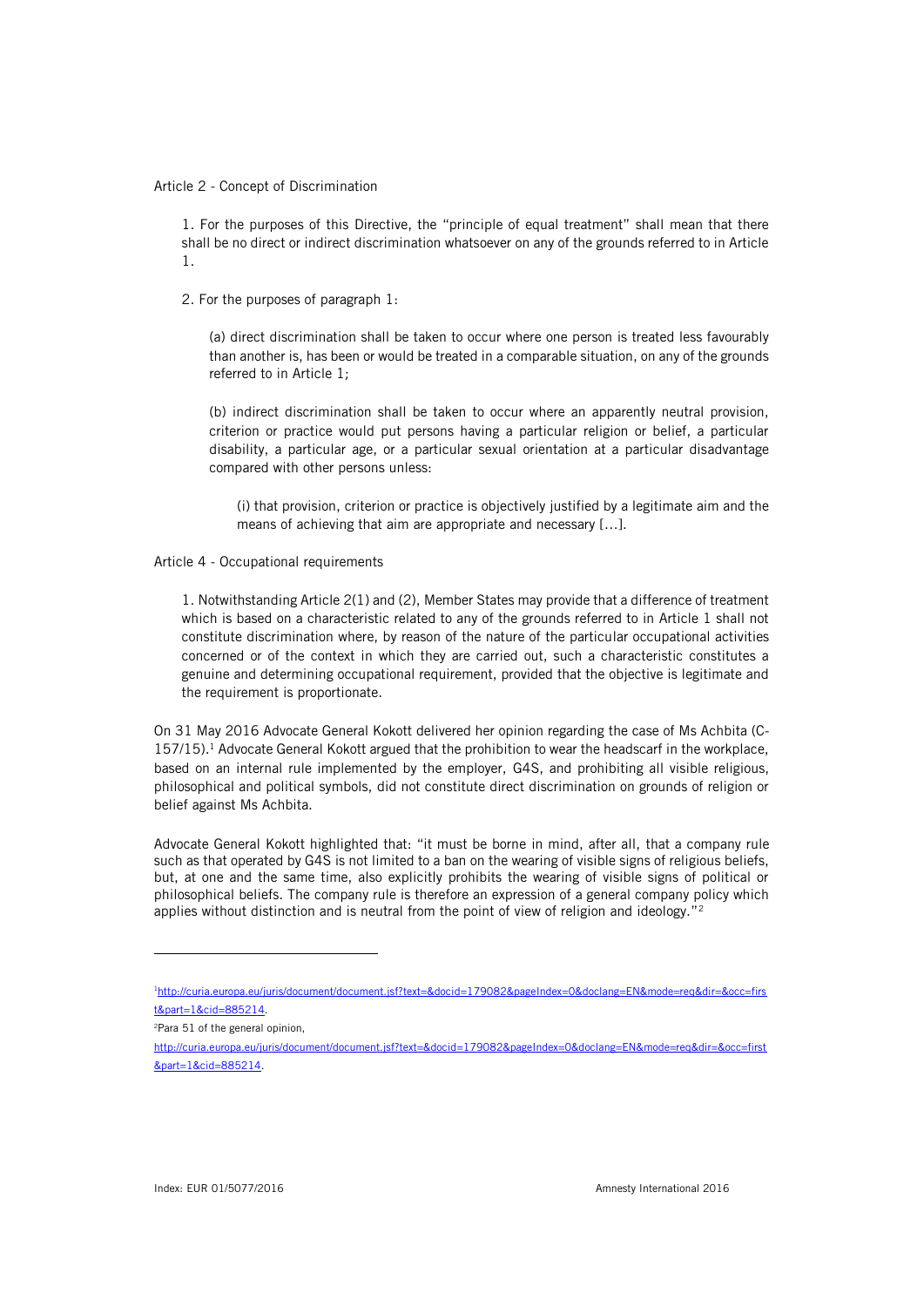Article 2 - Concept of Discrimination

> 1. For the purposes of this Directive, the "principle of equal treatment" shall mean that there shall be no direct or indirect discrimination whatsoever on any of the grounds referred to in Article 1.
>
> 2. For the purposes of paragraph 1:
>
> > (a) direct discrimination shall be taken to occur where one person is treated less favourably than another is, has been or would be treated in a comparable situation, on any of the grounds referred to in Article 1;
> >
> > (b) indirect discrimination shall be taken to occur where an apparently neutral provision, criterion or practice would put persons having a particular religion or belief, a particular disability, a particular age, or a particular sexual orientation at a particular disadvantage compared with other persons unless:
> >
> > > (i) that provision, criterion or practice is objectively justified by a legitimate aim and the means of achieving that aim are appropriate and necessary [...].

Article 4 - Occupational requirements

> 1. Notwithstanding Article 2(1) and (2), Member States may provide that a difference of treatment which is based on a characteristic related to any of the grounds referred to in Article 1 shall not constitute discrimination where, by reason of the nature of the particular occupational activities concerned or of the context in which they are carried out, such a characteristic constitutes a genuine and determining occupational requirement, provided that the objective is legitimate and the requirement is proportionate.

On 31 May 2016 Advocate General Kokott delivered her opinion regarding the case of Ms Achbita (C-157/15).[1] Advocate General Kokott argued that the prohibition to wear the headscarf in the workplace, based on an internal rule implemented by the employer, G4S, and prohibiting all visible religious, philosophical and political symbols, did not constitute direct discrimination on grounds of religion or belief against Ms Achbita.

Advocate General Kokott highlighted that: "it must be borne in mind, after all, that a company rule such as that operated by G4S is not limited to a ban on the wearing of visible signs of religious beliefs, but, at one and the same time, also explicitly prohibits the wearing of visible signs of political or philosophical beliefs. The company rule is therefore an expression of a general company policy which applies without distinction and is neutral from the point of view of religion and ideology."[2]

---

[1] http://curia.europa.eu/juris/document/document.jsf?text=&docid=179082&pageIndex=0&doclang=EN&mode=req&dir=&occ=first&part=1&cid=885214.

[2] Para 51 of the general opinion, http://curia.europa.eu/juris/document/document.jsf?text=&docid=179082&pageIndex=0&doclang=EN&mode=req&dir=&occ=first&part=1&cid=885214.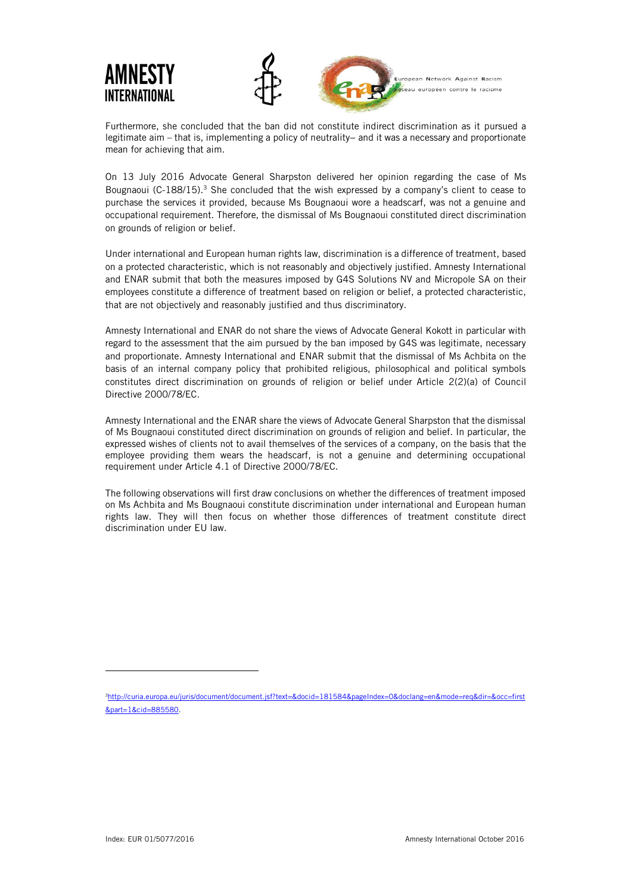Furthermore, she concluded that the ban did not constitute indirect discrimination as it pursued a legitimate aim – that is, implementing a policy of neutrality– and it was a necessary and proportionate mean for achieving that aim.

On 13 July 2016 Advocate General Sharpston delivered her opinion regarding the case of Ms Bougnaoui (C-188/15).[3] She concluded that the wish expressed by a company's client to cease to purchase the services it provided, because Ms Bougnaoui wore a headscarf, was not a genuine and occupational requirement. Therefore, the dismissal of Ms Bougnaoui constituted direct discrimination on grounds of religion or belief.

Under international and European human rights law, discrimination is a difference of treatment, based on a protected characteristic, which is not reasonably and objectively justified. Amnesty International and ENAR submit that both the measures imposed by G4S Solutions NV and Micropole SA on their employees constitute a difference of treatment based on religion or belief, a protected characteristic, that are not objectively and reasonably justified and thus discriminatory.

Amnesty International and ENAR do not share the views of Advocate General Kokott in particular with regard to the assessment that the aim pursued by the ban imposed by G4S was legitimate, necessary and proportionate. Amnesty International and ENAR submit that the dismissal of Ms Achbita on the basis of an internal company policy that prohibited religious, philosophical and political symbols constitutes direct discrimination on grounds of religion or belief under Article 2(2)(a) of Council Directive 2000/78/EC.

Amnesty International and the ENAR share the views of Advocate General Sharpston that the dismissal of Ms Bougnaoui constituted direct discrimination on grounds of religion and belief. In particular, the expressed wishes of clients not to avail themselves of the services of a company, on the basis that the employee providing them wears the headscarf, is not a genuine and determining occupational requirement under Article 4.1 of Directive 2000/78/EC.

The following observations will first draw conclusions on whether the differences of treatment imposed on Ms Achbita and Ms Bougnaoui constitute discrimination under international and European human rights law. They will then focus on whether those differences of treatment constitute direct discrimination under EU law.

---

[3] http://curia.europa.eu/juris/document/document.jsf?text=&docid=181584&pageIndex=0&doclang=en&mode=req&dir=&occ=first&part=1&cid=885580.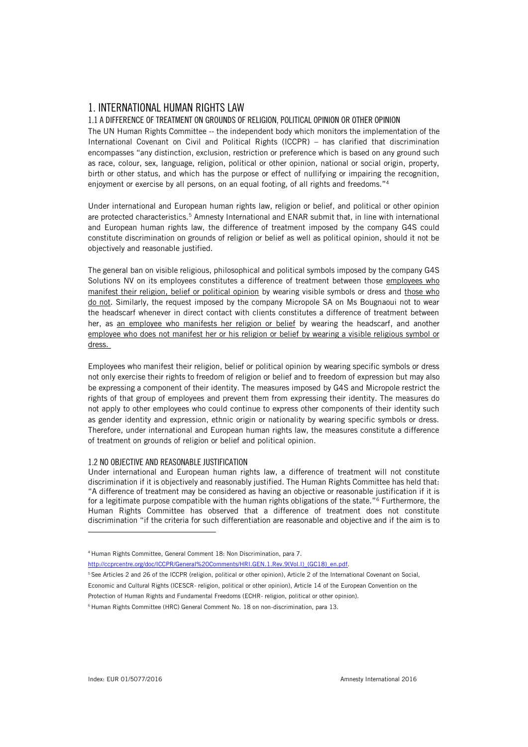# 1. INTERNATIONAL HUMAN RIGHTS LAW

## 1.1 A DIFFERENCE OF TREATMENT ON GROUNDS OF RELIGION, POLITICAL OPINION OR OTHER OPINION

The UN Human Rights Committee -- the independent body which monitors the implementation of the International Covenant on Civil and Political Rights (ICCPR) – has clarified that discrimination encompasses "any distinction, exclusion, restriction or preference which is based on any ground such as race, colour, sex, language, religion, political or other opinion, national or social origin, property, birth or other status, and which has the purpose or effect of nullifying or impairing the recognition, enjoyment or exercise by all persons, on an equal footing, of all rights and freedoms."[4]

Under international and European human rights law, religion or belief, and political or other opinion are protected characteristics.[5] Amnesty International and ENAR submit that, in line with international and European human rights law, the difference of treatment imposed by the company G4S could constitute discrimination on grounds of religion or belief as well as political opinion, should it not be objectively and reasonable justified.

The general ban on visible religious, philosophical and political symbols imposed by the company G4S Solutions NV on its employees constitutes a difference of treatment between those employees who manifest their religion, belief or political opinion by wearing visible symbols or dress and those who do not. Similarly, the request imposed by the company Micropole SA on Ms Bougnaoui not to wear the headscarf whenever in direct contact with clients constitutes a difference of treatment between her, as an employee who manifests her religion or belief by wearing the headscarf, and another employee who does not manifest her or his religion or belief by wearing a visible religious symbol or dress.

Employees who manifest their religion, belief or political opinion by wearing specific symbols or dress not only exercise their rights to freedom of religion or belief and to freedom of expression but may also be expressing a component of their identity. The measures imposed by G4S and Micropole restrict the rights of that group of employees and prevent them from expressing their identity. The measures do not apply to other employees who could continue to express other components of their identity such as gender identity and expression, ethnic origin or nationality by wearing specific symbols or dress. Therefore, under international and European human rights law, the measures constitute a difference of treatment on grounds of religion or belief and political opinion.

## 1.2 NO OBJECTIVE AND REASONABLE JUSTIFICATION

Under international and European human rights law, a difference of treatment will not constitute discrimination if it is objectively and reasonably justified. The Human Rights Committee has held that: "A difference of treatment may be considered as having an objective or reasonable justification if it is for a legitimate purpose compatible with the human rights obligations of the state."[6] Furthermore, the Human Rights Committee has observed that a difference of treatment does not constitute discrimination "if the criteria for such differentiation are reasonable and objective and if the aim is to

---

[4] Human Rights Committee, General Comment 18: Non Discrimination, para 7. http://ccprcentre.org/doc/ICCPR/General%20Comments/HRI.GEN.1.Rev.9(Vol.I)_(GC18)_en.pdf.

[5] See Articles 2 and 26 of the ICCPR (religion, political or other opinion), Article 2 of the International Covenant on Social, Economic and Cultural Rights (ICESCR- religion, political or other opinion), Article 14 of the European Convention on the Protection of Human Rights and Fundamental Freedoms (ECHR- religion, political or other opinion).

[6] Human Rights Committee (HRC) General Comment No. 18 on non-discrimination, para 13.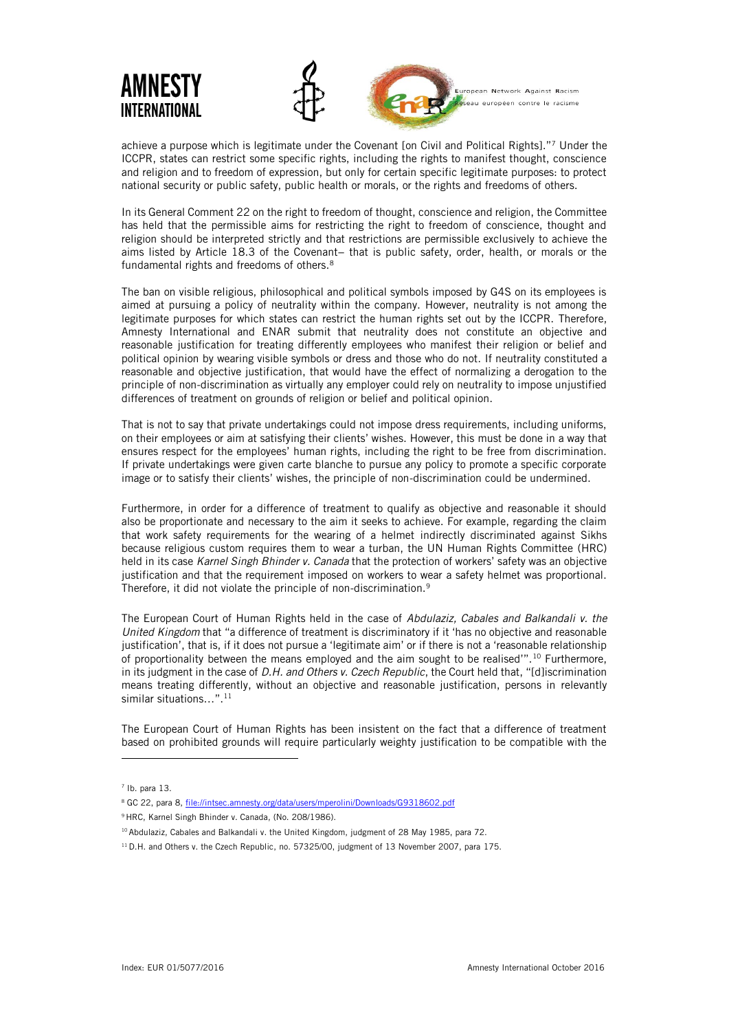achieve a purpose which is legitimate under the Covenant [on Civil and Political Rights]."[7] Under the ICCPR, states can restrict some specific rights, including the rights to manifest thought, conscience and religion and to freedom of expression, but only for certain specific legitimate purposes: to protect national security or public safety, public health or morals, or the rights and freedoms of others.

In its General Comment 22 on the right to freedom of thought, conscience and religion, the Committee has held that the permissible aims for restricting the right to freedom of conscience, thought and religion should be interpreted strictly and that restrictions are permissible exclusively to achieve the aims listed by Article 18.3 of the Covenant– that is public safety, order, health, or morals or the fundamental rights and freedoms of others.[8]

The ban on visible religious, philosophical and political symbols imposed by G4S on its employees is aimed at pursuing a policy of neutrality within the company. However, neutrality is not among the legitimate purposes for which states can restrict the human rights set out by the ICCPR. Therefore, Amnesty International and ENAR submit that neutrality does not constitute an objective and reasonable justification for treating differently employees who manifest their religion or belief and political opinion by wearing visible symbols or dress and those who do not. If neutrality constituted a reasonable and objective justification, that would have the effect of normalizing a derogation to the principle of non-discrimination as virtually any employer could rely on neutrality to impose unjustified differences of treatment on grounds of religion or belief and political opinion.

That is not to say that private undertakings could not impose dress requirements, including uniforms, on their employees or aim at satisfying their clients' wishes. However, this must be done in a way that ensures respect for the employees' human rights, including the right to be free from discrimination. If private undertakings were given carte blanche to pursue any policy to promote a specific corporate image or to satisfy their clients' wishes, the principle of non-discrimination could be undermined.

Furthermore, in order for a difference of treatment to qualify as objective and reasonable it should also be proportionate and necessary to the aim it seeks to achieve. For example, regarding the claim that work safety requirements for the wearing of a helmet indirectly discriminated against Sikhs because religious custom requires them to wear a turban, the UN Human Rights Committee (HRC) held in its case *Karnel Singh Bhinder v. Canada* that the protection of workers' safety was an objective justification and that the requirement imposed on workers to wear a safety helmet was proportional. Therefore, it did not violate the principle of non-discrimination.[9]

The European Court of Human Rights held in the case of *Abdulaziz, Cabales and Balkandali v. the United Kingdom* that "a difference of treatment is discriminatory if it 'has no objective and reasonable justification', that is, if it does not pursue a 'legitimate aim' or if there is not a 'reasonable relationship of proportionality between the means employed and the aim sought to be realised'".[10] Furthermore, in its judgment in the case of *D.H. and Others v. Czech Republic*, the Court held that, "[d]iscrimination means treating differently, without an objective and reasonable justification, persons in relevantly similar situations…".[11]

The European Court of Human Rights has been insistent on the fact that a difference of treatment based on prohibited grounds will require particularly weighty justification to be compatible with the

---

[7] Ib. para 13.

[8] GC 22, para 8, file://intsec.amnesty.org/data/users/mperolini/Downloads/G9318602.pdf

[9] HRC, Karnel Singh Bhinder v. Canada, (No. 208/1986).

[10] Abdulaziz, Cabales and Balkandali v. the United Kingdom, judgment of 28 May 1985, para 72.

[11] D.H. and Others v. the Czech Republic, no. 57325/00, judgment of 13 November 2007, para 175.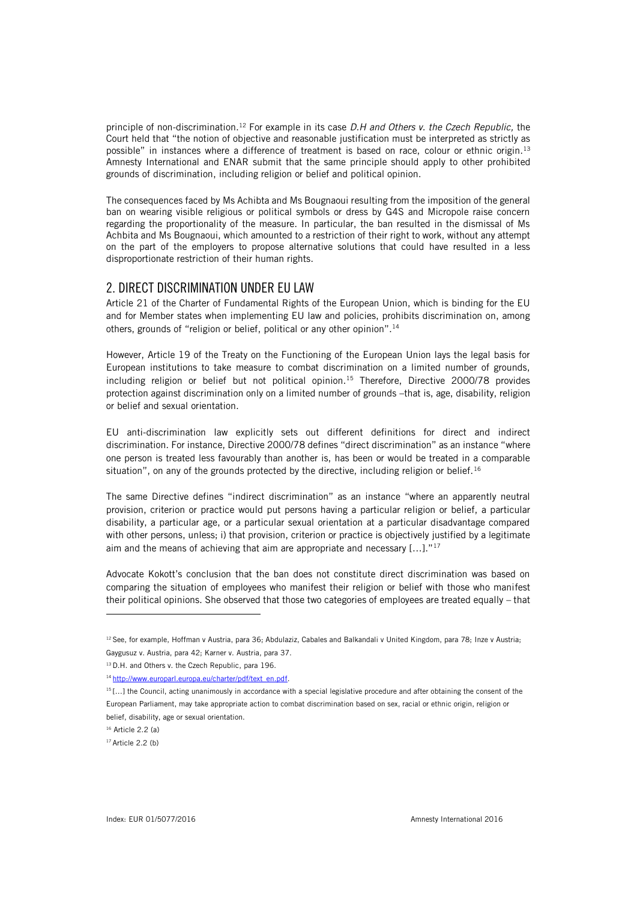principle of non-discrimination.[12] For example in its case *D.H and Others v. the Czech Republic,* the Court held that "the notion of objective and reasonable justification must be interpreted as strictly as possible" in instances where a difference of treatment is based on race, colour or ethnic origin.[13] Amnesty International and ENAR submit that the same principle should apply to other prohibited grounds of discrimination, including religion or belief and political opinion.

The consequences faced by Ms Achibta and Ms Bougnaoui resulting from the imposition of the general ban on wearing visible religious or political symbols or dress by G4S and Micropole raise concern regarding the proportionality of the measure. In particular, the ban resulted in the dismissal of Ms Achbita and Ms Bougnaoui, which amounted to a restriction of their right to work, without any attempt on the part of the employers to propose alternative solutions that could have resulted in a less disproportionate restriction of their human rights.

## 2. DIRECT DISCRIMINATION UNDER EU LAW

Article 21 of the Charter of Fundamental Rights of the European Union, which is binding for the EU and for Member states when implementing EU law and policies, prohibits discrimination on, among others, grounds of "religion or belief, political or any other opinion".[14]

However, Article 19 of the Treaty on the Functioning of the European Union lays the legal basis for European institutions to take measure to combat discrimination on a limited number of grounds, including religion or belief but not political opinion.[15] Therefore, Directive 2000/78 provides protection against discrimination only on a limited number of grounds –that is, age, disability, religion or belief and sexual orientation.

EU anti-discrimination law explicitly sets out different definitions for direct and indirect discrimination. For instance, Directive 2000/78 defines "direct discrimination" as an instance "where one person is treated less favourably than another is, has been or would be treated in a comparable situation", on any of the grounds protected by the directive, including religion or belief.[16]

The same Directive defines "indirect discrimination" as an instance "where an apparently neutral provision, criterion or practice would put persons having a particular religion or belief, a particular disability, a particular age, or a particular sexual orientation at a particular disadvantage compared with other persons, unless; i) that provision, criterion or practice is objectively justified by a legitimate aim and the means of achieving that aim are appropriate and necessary […]."[17]

Advocate Kokott's conclusion that the ban does not constitute direct discrimination was based on comparing the situation of employees who manifest their religion or belief with those who manifest their political opinions. She observed that those two categories of employees are treated equally – that

---

[12] See, for example, Hoffman v Austria, para 36; Abdulaziz, Cabales and Balkandali v United Kingdom, para 78; Inze v Austria; Gaygusuz v. Austria, para 42; Karner v. Austria, para 37.

[13] D.H. and Others v. the Czech Republic, para 196.

[14] http://www.europarl.europa.eu/charter/pdf/text_en.pdf.

[15] […] the Council, acting unanimously in accordance with a special legislative procedure and after obtaining the consent of the European Parliament, may take appropriate action to combat discrimination based on sex, racial or ethnic origin, religion or belief, disability, age or sexual orientation.

[16] Article 2.2 (a)

[17] Article 2.2 (b)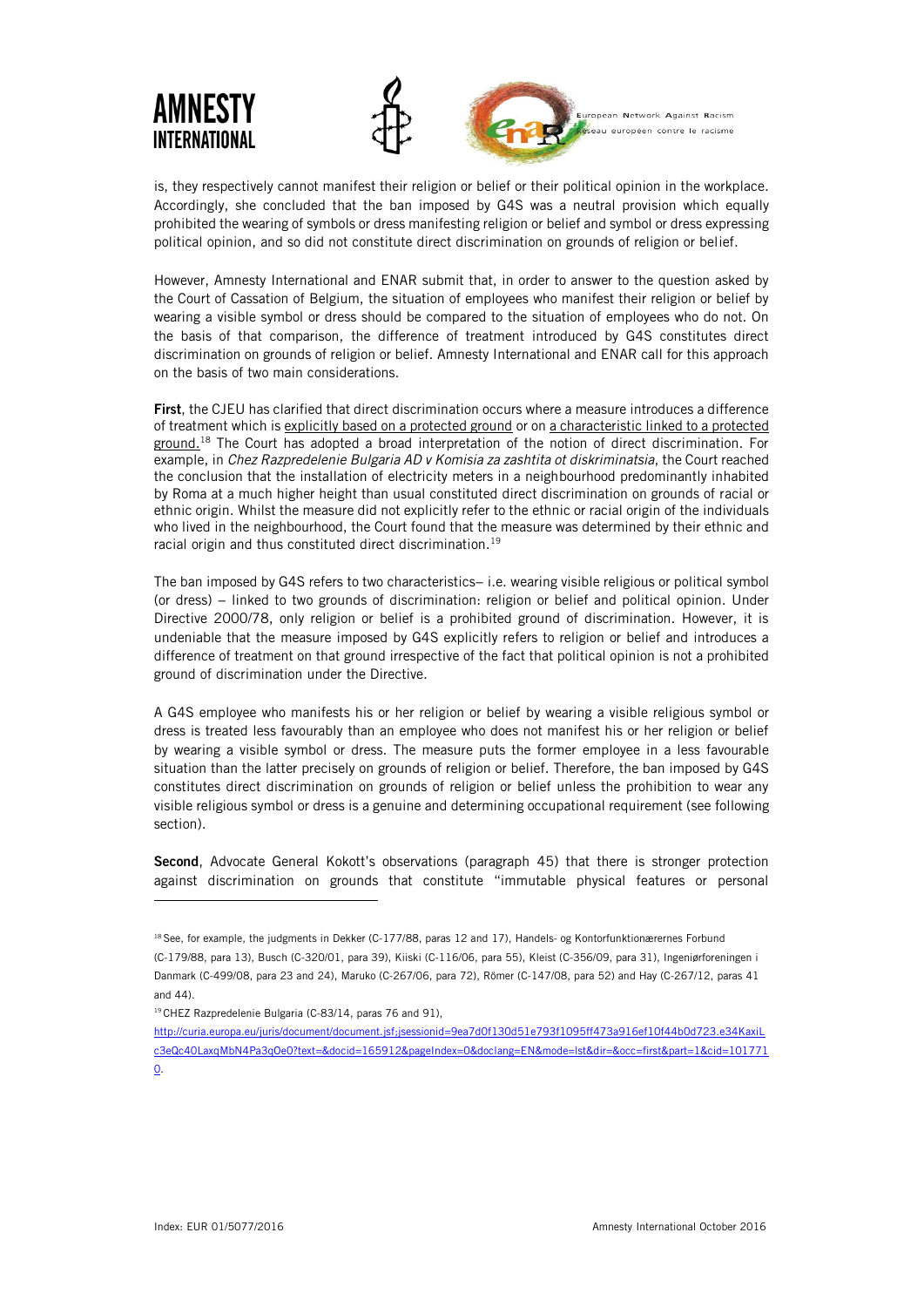is, they respectively cannot manifest their religion or belief or their political opinion in the workplace. Accordingly, she concluded that the ban imposed by G4S was a neutral provision which equally prohibited the wearing of symbols or dress manifesting religion or belief and symbol or dress expressing political opinion, and so did not constitute direct discrimination on grounds of religion or belief.

However, Amnesty International and ENAR submit that, in order to answer to the question asked by the Court of Cassation of Belgium, the situation of employees who manifest their religion or belief by wearing a visible symbol or dress should be compared to the situation of employees who do not. On the basis of that comparison, the difference of treatment introduced by G4S constitutes direct discrimination on grounds of religion or belief. Amnesty International and ENAR call for this approach on the basis of two main considerations.

**First**, the CJEU has clarified that direct discrimination occurs where a measure introduces a difference of treatment which is explicitly based on a protected ground or on a characteristic linked to a protected ground.[18] The Court has adopted a broad interpretation of the notion of direct discrimination. For example, in *Chez Razpredelenie Bulgaria AD v Komisia za zashtita ot diskriminatsia*, the Court reached the conclusion that the installation of electricity meters in a neighbourhood predominantly inhabited by Roma at a much higher height than usual constituted direct discrimination on grounds of racial or ethnic origin. Whilst the measure did not explicitly refer to the ethnic or racial origin of the individuals who lived in the neighbourhood, the Court found that the measure was determined by their ethnic and racial origin and thus constituted direct discrimination.[19]

The ban imposed by G4S refers to two characteristics– i.e. wearing visible religious or political symbol (or dress) – linked to two grounds of discrimination: religion or belief and political opinion. Under Directive 2000/78, only religion or belief is a prohibited ground of discrimination. However, it is undeniable that the measure imposed by G4S explicitly refers to religion or belief and introduces a difference of treatment on that ground irrespective of the fact that political opinion is not a prohibited ground of discrimination under the Directive.

A G4S employee who manifests his or her religion or belief by wearing a visible religious symbol or dress is treated less favourably than an employee who does not manifest his or her religion or belief by wearing a visible symbol or dress. The measure puts the former employee in a less favourable situation than the latter precisely on grounds of religion or belief. Therefore, the ban imposed by G4S constitutes direct discrimination on grounds of religion or belief unless the prohibition to wear any visible religious symbol or dress is a genuine and determining occupational requirement (see following section).

**Second**, Advocate General Kokott's observations (paragraph 45) that there is stronger protection against discrimination on grounds that constitute "immutable physical features or personal

---

[18] See, for example, the judgments in Dekker (C-177/88, paras 12 and 17), Handels- og Kontorfunktionærernes Forbund (C-179/88, para 13), Busch (C-320/01, para 39), Kiiski (C-116/06, para 55), Kleist (C-356/09, para 31), Ingeniørforeningen i Danmark (C-499/08, para 23 and 24), Maruko (C-267/06, para 72), Römer (C-147/08, para 52) and Hay (C-267/12, paras 41 and 44).

[19] CHEZ Razpredelenie Bulgaria (C-83/14, paras 76 and 91), http://curia.europa.eu/juris/document/document.jsf;jsessionid=9ea7d0f130d51e793f1095ff473a916ef10f44b0d723.e34KaxiLc3eQc40LaxqMbN4Pa3qOe0?text=&docid=165912&pageIndex=0&doclang=EN&mode=lst&dir=&occ=first&part=1&cid=1017710.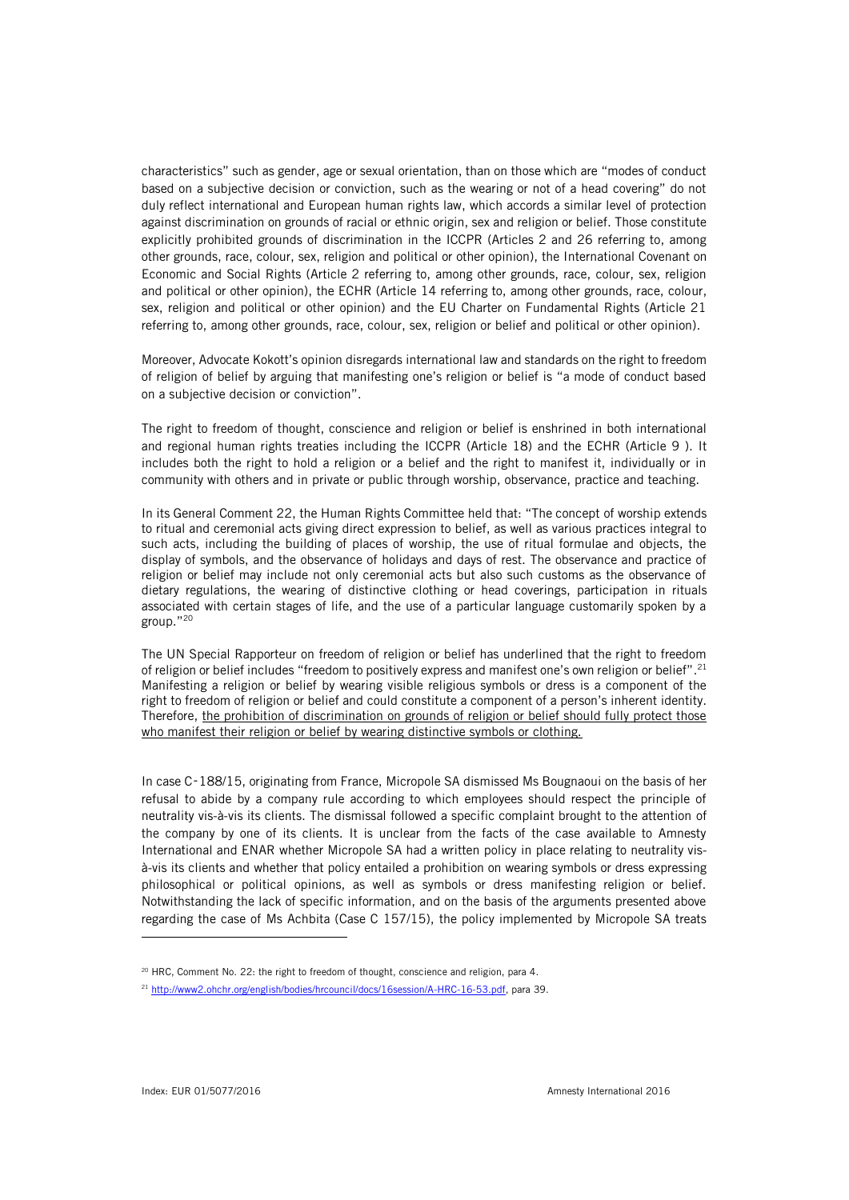characteristics" such as gender, age or sexual orientation, than on those which are "modes of conduct based on a subjective decision or conviction, such as the wearing or not of a head covering" do not duly reflect international and European human rights law, which accords a similar level of protection against discrimination on grounds of racial or ethnic origin, sex and religion or belief. Those constitute explicitly prohibited grounds of discrimination in the ICCPR (Articles 2 and 26 referring to, among other grounds, race, colour, sex, religion and political or other opinion), the International Covenant on Economic and Social Rights (Article 2 referring to, among other grounds, race, colour, sex, religion and political or other opinion), the ECHR (Article 14 referring to, among other grounds, race, colour, sex, religion and political or other opinion) and the EU Charter on Fundamental Rights (Article 21 referring to, among other grounds, race, colour, sex, religion or belief and political or other opinion).

Moreover, Advocate Kokott's opinion disregards international law and standards on the right to freedom of religion of belief by arguing that manifesting one's religion or belief is "a mode of conduct based on a subjective decision or conviction".

The right to freedom of thought, conscience and religion or belief is enshrined in both international and regional human rights treaties including the ICCPR (Article 18) and the ECHR (Article 9 ). It includes both the right to hold a religion or a belief and the right to manifest it, individually or in community with others and in private or public through worship, observance, practice and teaching.

In its General Comment 22, the Human Rights Committee held that: "The concept of worship extends to ritual and ceremonial acts giving direct expression to belief, as well as various practices integral to such acts, including the building of places of worship, the use of ritual formulae and objects, the display of symbols, and the observance of holidays and days of rest. The observance and practice of religion or belief may include not only ceremonial acts but also such customs as the observance of dietary regulations, the wearing of distinctive clothing or head coverings, participation in rituals associated with certain stages of life, and the use of a particular language customarily spoken by a group."[20]

The UN Special Rapporteur on freedom of religion or belief has underlined that the right to freedom of religion or belief includes "freedom to positively express and manifest one's own religion or belief".[21] Manifesting a religion or belief by wearing visible religious symbols or dress is a component of the right to freedom of religion or belief and could constitute a component of a person's inherent identity. Therefore, the prohibition of discrimination on grounds of religion or belief should fully protect those who manifest their religion or belief by wearing distinctive symbols or clothing.

In case C-188/15, originating from France, Micropole SA dismissed Ms Bougnaoui on the basis of her refusal to abide by a company rule according to which employees should respect the principle of neutrality vis-à-vis its clients. The dismissal followed a specific complaint brought to the attention of the company by one of its clients. It is unclear from the facts of the case available to Amnesty International and ENAR whether Micropole SA had a written policy in place relating to neutrality vis-à-vis its clients and whether that policy entailed a prohibition on wearing symbols or dress expressing philosophical or political opinions, as well as symbols or dress manifesting religion or belief. Notwithstanding the lack of specific information, and on the basis of the arguments presented above regarding the case of Ms Achbita (Case C 157/15), the policy implemented by Micropole SA treats

[20] HRC, Comment No. 22: the right to freedom of thought, conscience and religion, para 4.

[21] http://www2.ohchr.org/english/bodies/hrcouncil/docs/16session/A-HRC-16-53.pdf, para 39.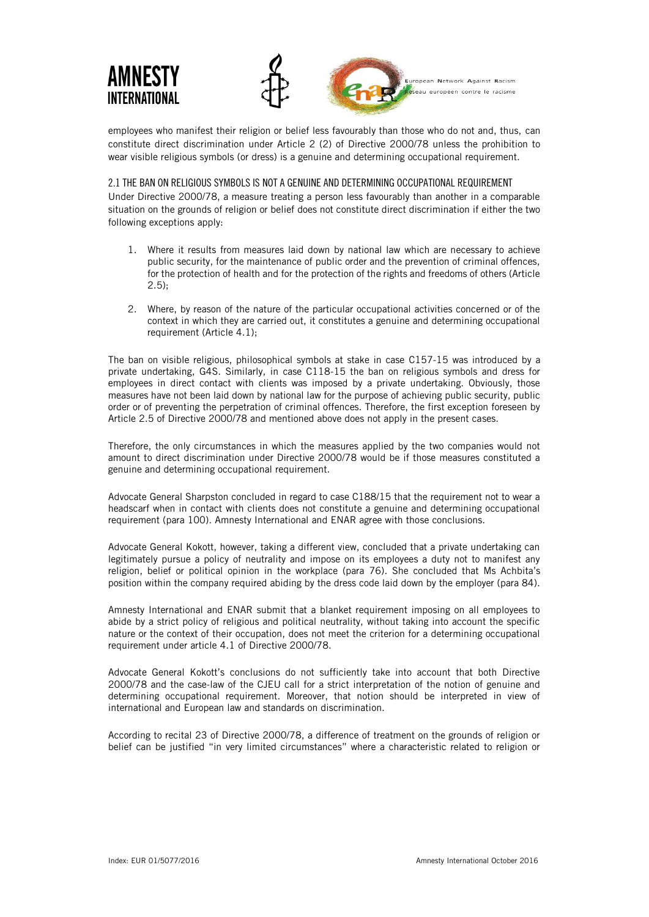employees who manifest their religion or belief less favourably than those who do not and, thus, can constitute direct discrimination under Article 2 (2) of Directive 2000/78 unless the prohibition to wear visible religious symbols (or dress) is a genuine and determining occupational requirement.

### 2.1 THE BAN ON RELIGIOUS SYMBOLS IS NOT A GENUINE AND DETERMINING OCCUPATIONAL REQUIREMENT

Under Directive 2000/78, a measure treating a person less favourably than another in a comparable situation on the grounds of religion or belief does not constitute direct discrimination if either the two following exceptions apply:

1. Where it results from measures laid down by national law which are necessary to achieve public security, for the maintenance of public order and the prevention of criminal offences, for the protection of health and for the protection of the rights and freedoms of others (Article 2.5);

2. Where, by reason of the nature of the particular occupational activities concerned or of the context in which they are carried out, it constitutes a genuine and determining occupational requirement (Article 4.1);

The ban on visible religious, philosophical symbols at stake in case C157-15 was introduced by a private undertaking, G4S. Similarly, in case C118-15 the ban on religious symbols and dress for employees in direct contact with clients was imposed by a private undertaking. Obviously, those measures have not been laid down by national law for the purpose of achieving public security, public order or of preventing the perpetration of criminal offences. Therefore, the first exception foreseen by Article 2.5 of Directive 2000/78 and mentioned above does not apply in the present cases.

Therefore, the only circumstances in which the measures applied by the two companies would not amount to direct discrimination under Directive 2000/78 would be if those measures constituted a genuine and determining occupational requirement.

Advocate General Sharpston concluded in regard to case C188/15 that the requirement not to wear a headscarf when in contact with clients does not constitute a genuine and determining occupational requirement (para 100). Amnesty International and ENAR agree with those conclusions.

Advocate General Kokott, however, taking a different view, concluded that a private undertaking can legitimately pursue a policy of neutrality and impose on its employees a duty not to manifest any religion, belief or political opinion in the workplace (para 76). She concluded that Ms Achbita's position within the company required abiding by the dress code laid down by the employer (para 84).

Amnesty International and ENAR submit that a blanket requirement imposing on all employees to abide by a strict policy of religious and political neutrality, without taking into account the specific nature or the context of their occupation, does not meet the criterion for a determining occupational requirement under article 4.1 of Directive 2000/78.

Advocate General Kokott's conclusions do not sufficiently take into account that both Directive 2000/78 and the case-law of the CJEU call for a strict interpretation of the notion of genuine and determining occupational requirement. Moreover, that notion should be interpreted in view of international and European law and standards on discrimination.

According to recital 23 of Directive 2000/78, a difference of treatment on the grounds of religion or belief can be justified "in very limited circumstances" where a characteristic related to religion or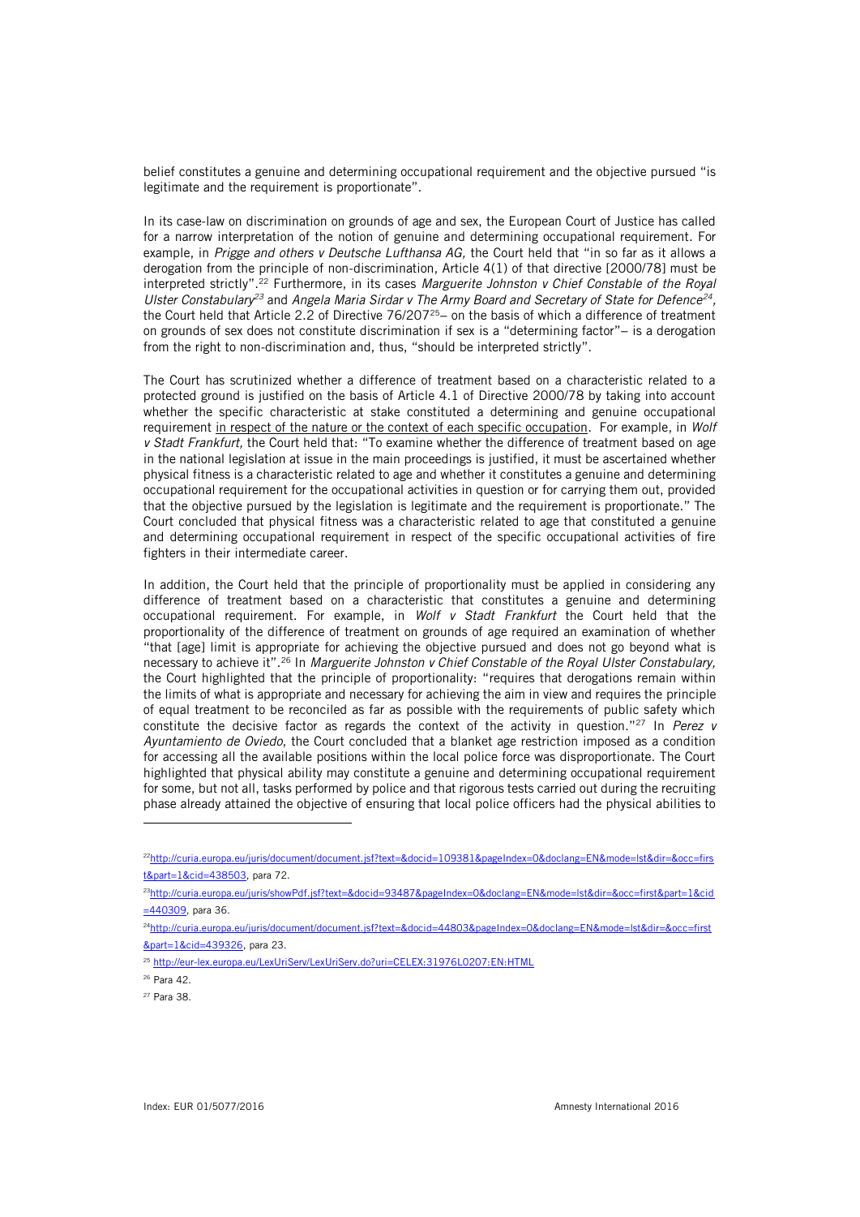belief constitutes a genuine and determining occupational requirement and the objective pursued "is legitimate and the requirement is proportionate".

In its case-law on discrimination on grounds of age and sex, the European Court of Justice has called for a narrow interpretation of the notion of genuine and determining occupational requirement. For example, in *Prigge and others v Deutsche Lufthansa AG,* the Court held that "in so far as it allows a derogation from the principle of non-discrimination, Article 4(1) of that directive [2000/78] must be interpreted strictly".[22] Furthermore, in its cases *Marguerite Johnston v Chief Constable of the Royal Ulster Constabulary*[23] and *Angela Maria Sirdar v The Army Board and Secretary of State for Defence*[24], the Court held that Article 2.2 of Directive 76/207[25]– on the basis of which a difference of treatment on grounds of sex does not constitute discrimination if sex is a "determining factor"– is a derogation from the right to non-discrimination and, thus, "should be interpreted strictly".

The Court has scrutinized whether a difference of treatment based on a characteristic related to a protected ground is justified on the basis of Article 4.1 of Directive 2000/78 by taking into account whether the specific characteristic at stake constituted a determining and genuine occupational requirement <u>in respect of the nature or the context of each specific occupation</u>. For example, in *Wolf v Stadt Frankfurt,* the Court held that: "To examine whether the difference of treatment based on age in the national legislation at issue in the main proceedings is justified, it must be ascertained whether physical fitness is a characteristic related to age and whether it constitutes a genuine and determining occupational requirement for the occupational activities in question or for carrying them out, provided that the objective pursued by the legislation is legitimate and the requirement is proportionate." The Court concluded that physical fitness was a characteristic related to age that constituted a genuine and determining occupational requirement in respect of the specific occupational activities of fire fighters in their intermediate career.

In addition, the Court held that the principle of proportionality must be applied in considering any difference of treatment based on a characteristic that constitutes a genuine and determining occupational requirement. For example, in *Wolf v Stadt Frankfurt* the Court held that the proportionality of the difference of treatment on grounds of age required an examination of whether "that [age] limit is appropriate for achieving the objective pursued and does not go beyond what is necessary to achieve it".[26] In *Marguerite Johnston v Chief Constable of the Royal Ulster Constabulary,* the Court highlighted that the principle of proportionality: "requires that derogations remain within the limits of what is appropriate and necessary for achieving the aim in view and requires the principle of equal treatment to be reconciled as far as possible with the requirements of public safety which constitute the decisive factor as regards the context of the activity in question."[27] In *Perez v Ayuntamiento de Oviedo*, the Court concluded that a blanket age restriction imposed as a condition for accessing all the available positions within the local police force was disproportionate. The Court highlighted that physical ability may constitute a genuine and determining occupational requirement for some, but not all, tasks performed by police and that rigorous tests carried out during the recruiting phase already attained the objective of ensuring that local police officers had the physical abilities to

---

[22] http://curia.europa.eu/juris/document/document.jsf?text=&docid=109381&pageIndex=0&doclang=EN&mode=lst&dir=&occ=first&part=1&cid=438503, para 72.

[23] http://curia.europa.eu/juris/showPdf.jsf?text=&docid=93487&pageIndex=0&doclang=EN&mode=lst&dir=&occ=first&part=1&cid=440309, para 36.

[24] http://curia.europa.eu/juris/document/document.jsf?text=&docid=44803&pageIndex=0&doclang=EN&mode=lst&dir=&occ=first&part=1&cid=439326, para 23.

[25] http://eur-lex.europa.eu/LexUriServ/LexUriServ.do?uri=CELEX:31976L0207:EN:HTML

[26] Para 42.

[27] Para 38.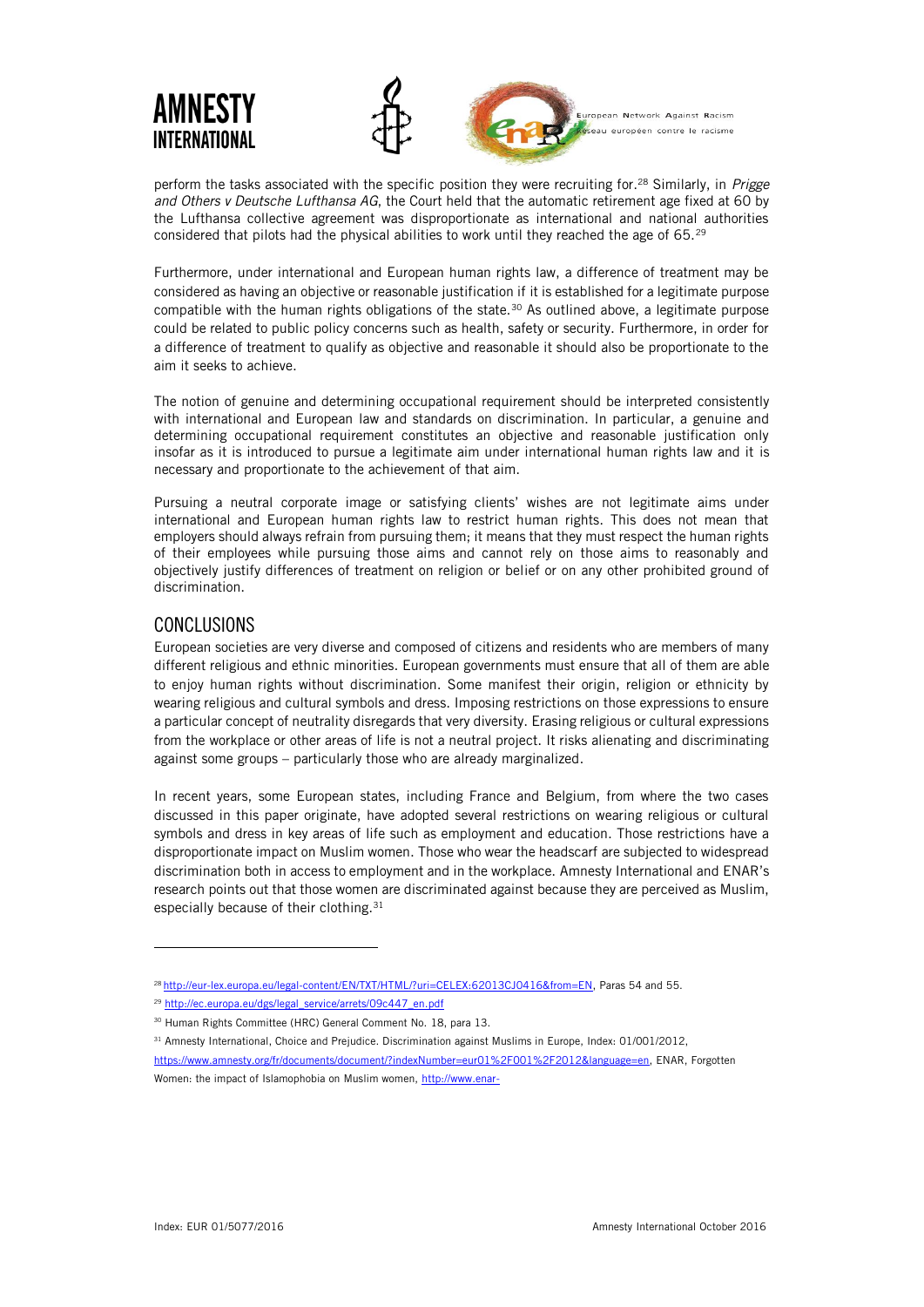perform the tasks associated with the specific position they were recruiting for.[28] Similarly, in *Prigge and Others v Deutsche Lufthansa AG*, the Court held that the automatic retirement age fixed at 60 by the Lufthansa collective agreement was disproportionate as international and national authorities considered that pilots had the physical abilities to work until they reached the age of 65.[29]

Furthermore, under international and European human rights law, a difference of treatment may be considered as having an objective or reasonable justification if it is established for a legitimate purpose compatible with the human rights obligations of the state.[30] As outlined above, a legitimate purpose could be related to public policy concerns such as health, safety or security. Furthermore, in order for a difference of treatment to qualify as objective and reasonable it should also be proportionate to the aim it seeks to achieve.

The notion of genuine and determining occupational requirement should be interpreted consistently with international and European law and standards on discrimination. In particular, a genuine and determining occupational requirement constitutes an objective and reasonable justification only insofar as it is introduced to pursue a legitimate aim under international human rights law and it is necessary and proportionate to the achievement of that aim.

Pursuing a neutral corporate image or satisfying clients' wishes are not legitimate aims under international and European human rights law to restrict human rights. This does not mean that employers should always refrain from pursuing them; it means that they must respect the human rights of their employees while pursuing those aims and cannot rely on those aims to reasonably and objectively justify differences of treatment on religion or belief or on any other prohibited ground of discrimination.

## CONCLUSIONS

European societies are very diverse and composed of citizens and residents who are members of many different religious and ethnic minorities. European governments must ensure that all of them are able to enjoy human rights without discrimination. Some manifest their origin, religion or ethnicity by wearing religious and cultural symbols and dress. Imposing restrictions on those expressions to ensure a particular concept of neutrality disregards that very diversity. Erasing religious or cultural expressions from the workplace or other areas of life is not a neutral project. It risks alienating and discriminating against some groups – particularly those who are already marginalized.

In recent years, some European states, including France and Belgium, from where the two cases discussed in this paper originate, have adopted several restrictions on wearing religious or cultural symbols and dress in key areas of life such as employment and education. Those restrictions have a disproportionate impact on Muslim women. Those who wear the headscarf are subjected to widespread discrimination both in access to employment and in the workplace. Amnesty International and ENAR's research points out that those women are discriminated against because they are perceived as Muslim, especially because of their clothing.[31]

---

[28] http://eur-lex.europa.eu/legal-content/EN/TXT/HTML/?uri=CELEX:62013CJ0416&from=EN, Paras 54 and 55.

[29] http://ec.europa.eu/dgs/legal_service/arrets/09c447_en.pdf

[30] Human Rights Committee (HRC) General Comment No. 18, para 13.

[31] Amnesty International, Choice and Prejudice. Discrimination against Muslims in Europe, Index: 01/001/2012, https://www.amnesty.org/fr/documents/document/?indexNumber=eur01%2F001%2F2012&language=en, ENAR, Forgotten Women: the impact of Islamophobia on Muslim women, http://www.enar-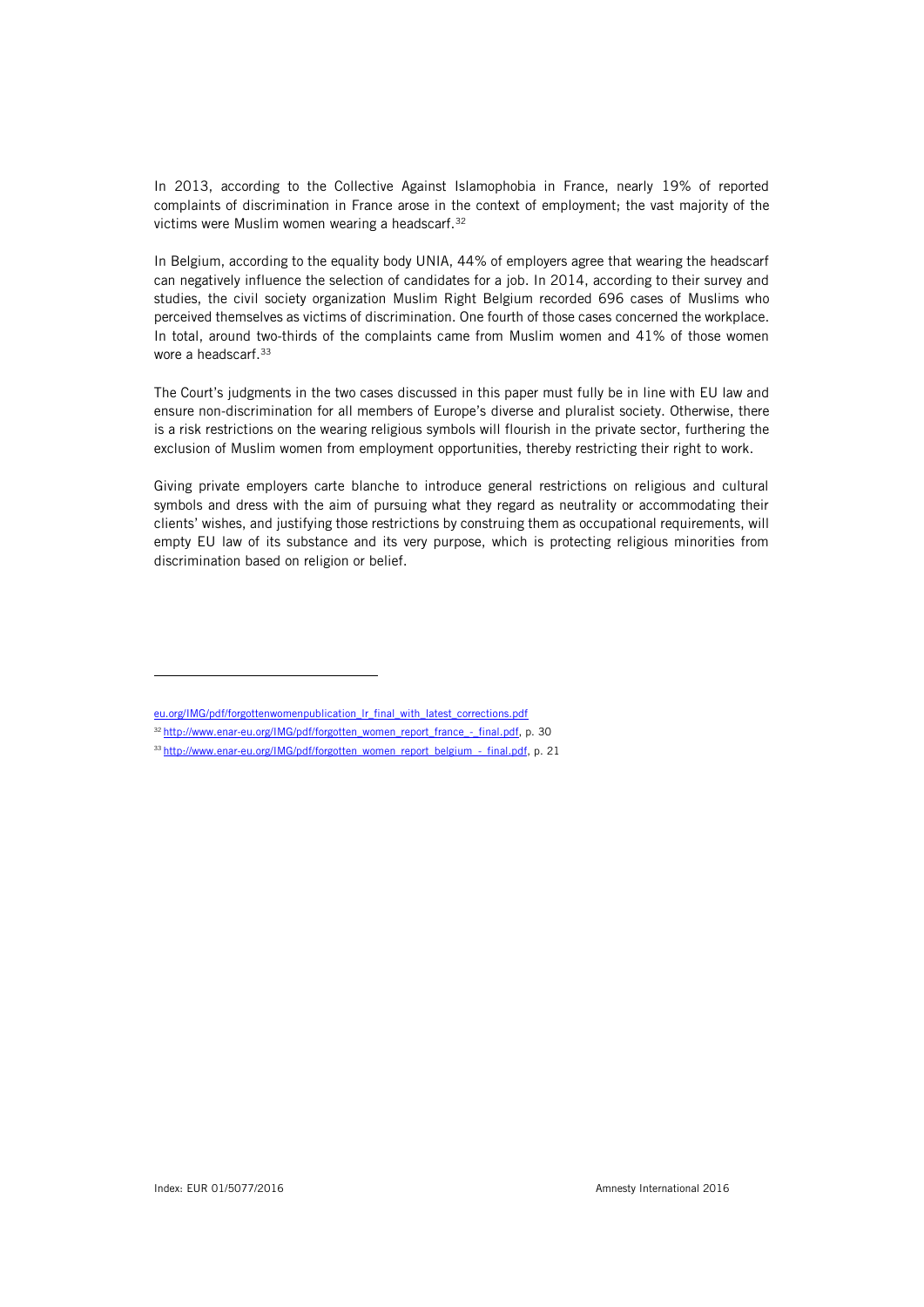In 2013, according to the Collective Against Islamophobia in France, nearly 19% of reported complaints of discrimination in France arose in the context of employment; the vast majority of the victims were Muslim women wearing a headscarf.[32]

In Belgium, according to the equality body UNIA, 44% of employers agree that wearing the headscarf can negatively influence the selection of candidates for a job. In 2014, according to their survey and studies, the civil society organization Muslim Right Belgium recorded 696 cases of Muslims who perceived themselves as victims of discrimination. One fourth of those cases concerned the workplace. In total, around two-thirds of the complaints came from Muslim women and 41% of those women wore a headscarf.[33]

The Court's judgments in the two cases discussed in this paper must fully be in line with EU law and ensure non-discrimination for all members of Europe's diverse and pluralist society. Otherwise, there is a risk restrictions on the wearing religious symbols will flourish in the private sector, furthering the exclusion of Muslim women from employment opportunities, thereby restricting their right to work.

Giving private employers carte blanche to introduce general restrictions on religious and cultural symbols and dress with the aim of pursuing what they regard as neutrality or accommodating their clients' wishes, and justifying those restrictions by construing them as occupational requirements, will empty EU law of its substance and its very purpose, which is protecting religious minorities from discrimination based on religion or belief.

---

eu.org/IMG/pdf/forgottenwomenpublication_lr_final_with_latest_corrections.pdf

[32] http://www.enar-eu.org/IMG/pdf/forgotten_women_report_france_-_final.pdf, p. 30

[33] http://www.enar-eu.org/IMG/pdf/forgotten_women_report_belgium_-_final.pdf, p. 21